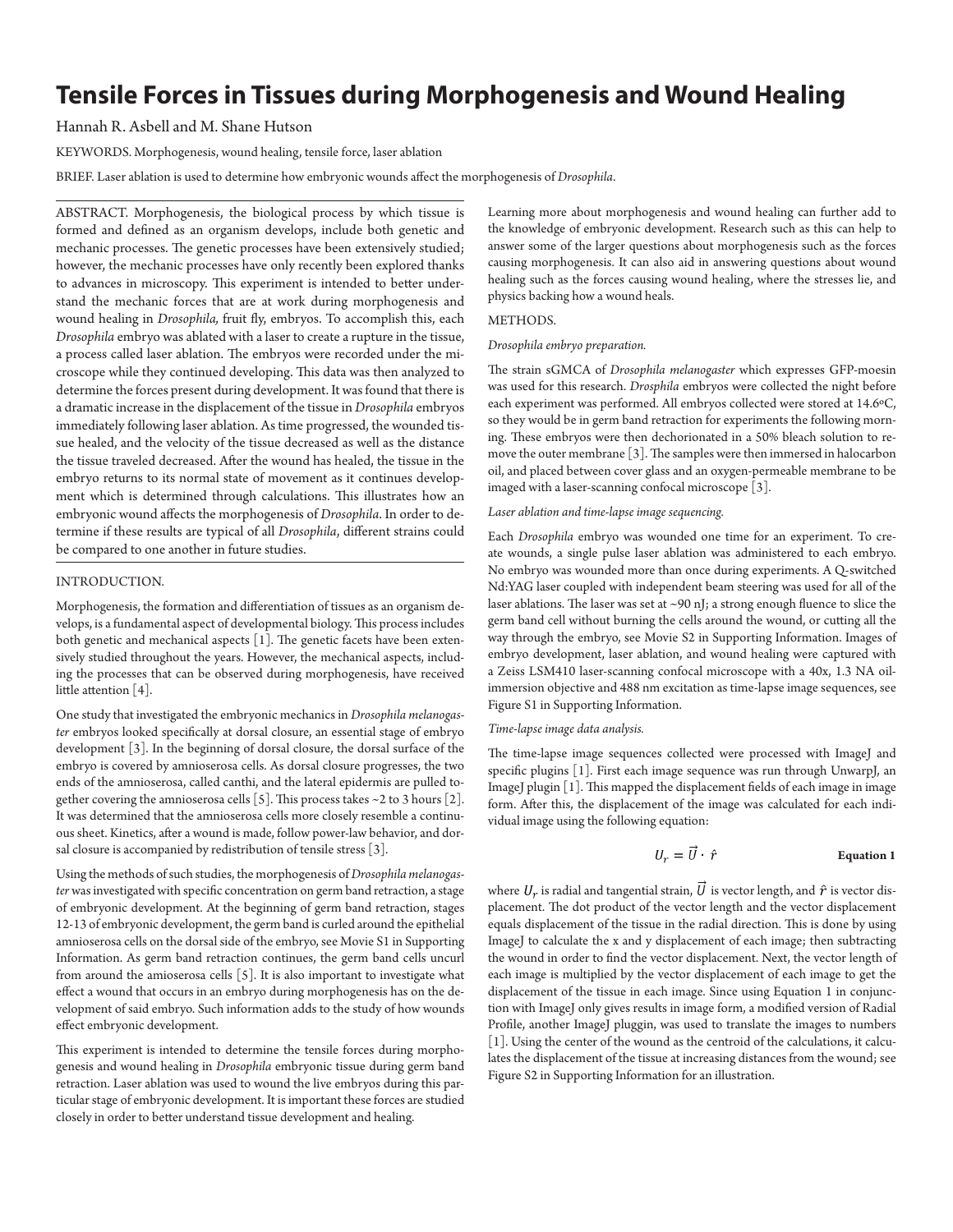# Tensile Forces in Tissues during Morphogenesis and Wound Healing

Hannah R. Asbell and M. Shane Hutson

KEYWORDS. Morphogenesis, wound healing, tensile force, laser ablation

BRIEF. Laser ablation is used to determine how embryonic wounds affect the morphogenesis of *Drosophila*.

ABSTRACT. Morphogenesis, the biological process by which tissue is formed and defined as an organism develops, include both genetic and mechanic processes. The genetic processes have been extensively studied; however, the mechanic processes have only recently been explored thanks to advances in microscopy. This experiment is intended to better understand the mechanic forces that are at work during morphogenesis and wound healing in *Drosophila,* fruit fly, embryos. To accomplish this, each *Drosophila* embryo was ablated with a laser to create a rupture in the tissue, a process called laser ablation. The embryos were recorded under the microscope while they continued developing. This data was then analyzed to determine the forces present during development. It was found that there is a dramatic increase in the displacement of the tissue in *Drosophila* embryos immediately following laser ablation. As time progressed, the wounded tissue healed, and the velocity of the tissue decreased as well as the distance the tissue traveled decreased. After the wound has healed, the tissue in the embryo returns to its normal state of movement as it continues development which is determined through calculations. This illustrates how an embryonic wound affects the morphogenesis of *Drosophila*. In order to determine if these results are typical of all *Drosophila*, different strains could be compared to one another in future studies.

## INTRODUCTION.

Morphogenesis, the formation and differentiation of tissues as an organism develops, is a fundamental aspect of developmental biology. This process includes both genetic and mechanical aspects [1]. The genetic facets have been extensively studied throughout the years. However, the mechanical aspects, including the processes that can be observed during morphogenesis, have received little attention [4].

One study that investigated the embryonic mechanics in *Drosophila melanogaster* embryos looked specifically at dorsal closure, an essential stage of embryo development [3]. In the beginning of dorsal closure, the dorsal surface of the embryo is covered by amnioserosa cells. As dorsal closure progresses, the two ends of the amnioserosa, called canthi, and the lateral epidermis are pulled together covering the amnioserosa cells [5]. This process takes ~2 to 3 hours [2]. It was determined that the amnioserosa cells more closely resemble a continuous sheet. Kinetics, after a wound is made, follow power-law behavior, and dorsal closure is accompanied by redistribution of tensile stress [3].

Using the methods of such studies, the morphogenesis of *Drosophila melanogaster* was investigated with specific concentration on germ band retraction, a stage of embryonic development. At the beginning of germ band retraction, stages 12-13 of embryonic development, the germ band is curled around the epithelial amnioserosa cells on the dorsal side of the embryo, see Movie S1 in Supporting Information. As germ band retraction continues, the germ band cells uncurl from around the amioserosa cells [5]. It is also important to investigate what effect a wound that occurs in an embryo during morphogenesis has on the development of said embryo. Such information adds to the study of how wounds effect embryonic development.

This experiment is intended to determine the tensile forces during morphogenesis and wound healing in *Drosophila* embryonic tissue during germ band retraction. Laser ablation was used to wound the live embryos during this particular stage of embryonic development. It is important these forces are studied closely in order to better understand tissue development and healing.

Learning more about morphogenesis and wound healing can further add to the knowledge of embryonic development. Research such as this can help to answer some of the larger questions about morphogenesis such as the forces causing morphogenesis. It can also aid in answering questions about wound healing such as the forces causing wound healing, where the stresses lie, and physics backing how a wound heals.

## METHODS.

### *Drosophila embryo preparation.*

The strain sGMCA of *Drosophila melanogaster* which expresses GFP-moesin was used for this research. *Drosphila* embryos were collected the night before each experiment was performed. All embryos collected were stored at 14.6ºC, so they would be in germ band retraction for experiments the following morning. These embryos were then dechorionated in a 50% bleach solution to remove the outer membrane [3]. The samples were then immersed in halocarbon oil, and placed between cover glass and an oxygen-permeable membrane to be imaged with a laser-scanning confocal microscope [3].

### *Laser ablation and time-lapse image sequencing.*

Each *Drosophila* embryo was wounded one time for an experiment. To create wounds, a single pulse laser ablation was administered to each embryo. No embryo was wounded more than once during experiments. A Q-switched Nd:YAG laser coupled with independent beam steering was used for all of the laser ablations. The laser was set at ~90 nJ; a strong enough fluence to slice the germ band cell without burning the cells around the wound, or cutting all the way through the embryo, see Movie S2 in Supporting Information. Images of embryo development, laser ablation, and wound healing were captured with a Zeiss LSM410 laser-scanning confocal microscope with a 40x, 1.3 NA oil-immersion objective and 488 nm excitation as time-lapse image sequences, see Figure S1 in Supporting Information.

### *Time-lapse image data analysis.*

The time-lapse image sequences collected were processed with ImageJ and specific plugins [1]. First each image sequence was run through UnwarpJ, an ImageJ plugin [1]. This mapped the displacement fields of each image in image form. After this, the displacement of the image was calculated for each individual image using the following equation:

$$U_r = \vec{U} \cdot \hat{r} \qquad \textbf{Equation 1}$$

where $U_r$ is radial and tangential strain, $\vec{U}$ is vector length, and $\hat{r}$ is vector displacement. The dot product of the vector length and the vector displacement equals displacement of the tissue in the radial direction. This is done by using ImageJ to calculate the x and y displacement of each image; then subtracting the wound in order to find the vector displacement. Next, the vector length of each image is multiplied by the vector displacement of each image to get the displacement of the tissue in each image. Since using Equation 1 in conjunction with ImageJ only gives results in image form, a modified version of Radial Profile, another ImageJ pluggin, was used to translate the images to numbers [1]. Using the center of the wound as the centroid of the calculations, it calculates the displacement of the tissue at increasing distances from the wound; see Figure S2 in Supporting Information for an illustration.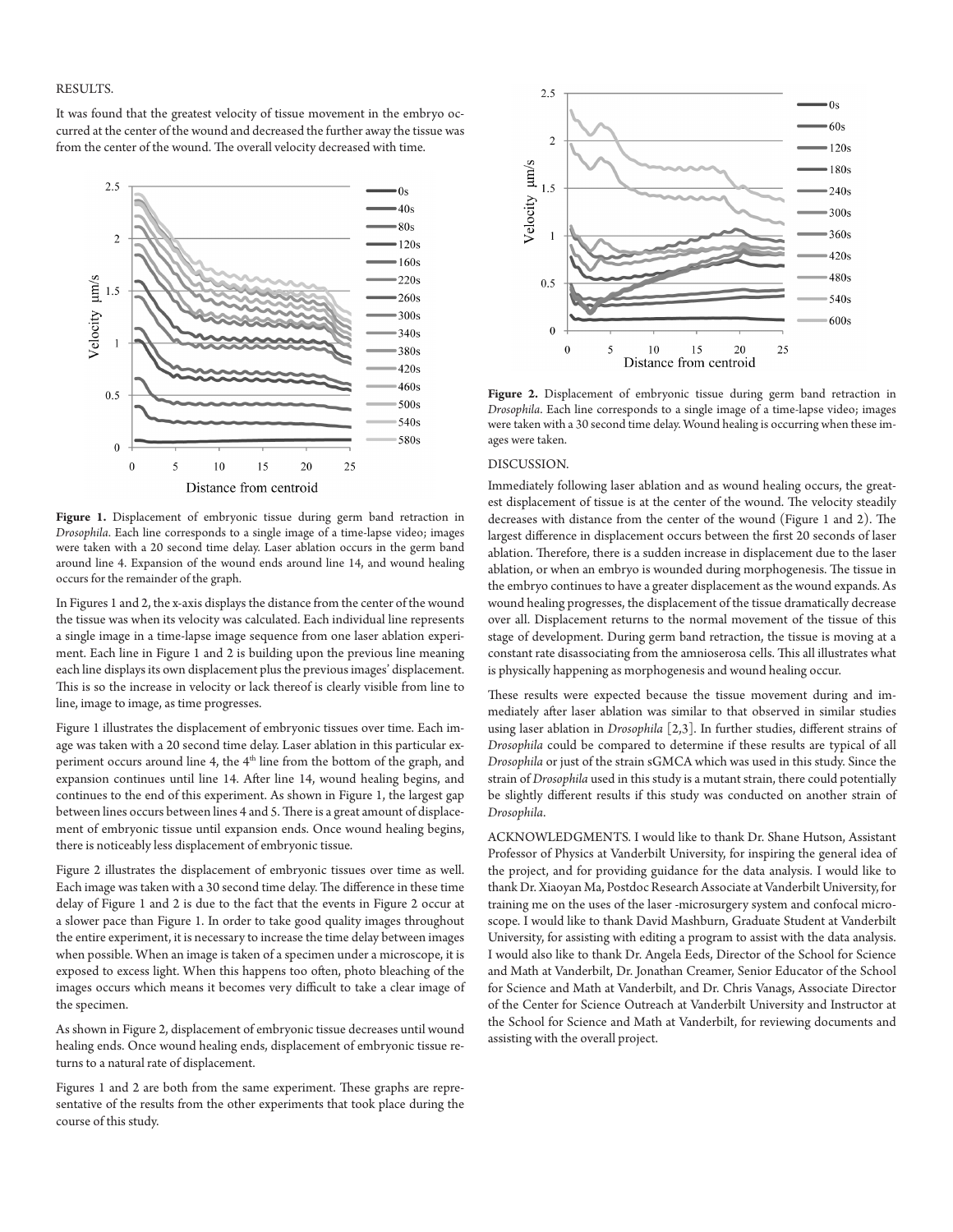RESULTS.

It was found that the greatest velocity of tissue movement in the embryo occurred at the center of the wound and decreased the further away the tissue was from the center of the wound. The overall velocity decreased with time.

**Figure 1.** Displacement of embryonic tissue during germ band retraction in *Drosophila*. Each line corresponds to a single image of a time-lapse video; images were taken with a 20 second time delay. Laser ablation occurs in the germ band around line 4. Expansion of the wound ends around line 14, and wound healing occurs for the remainder of the graph.

In Figures 1 and 2, the x-axis displays the distance from the center of the wound the tissue was when its velocity was calculated. Each individual line represents a single image in a time-lapse image sequence from one laser ablation experiment. Each line in Figure 1 and 2 is building upon the previous line meaning each line displays its own displacement plus the previous images' displacement. This is so the increase in velocity or lack thereof is clearly visible from line to line, image to image, as time progresses.

Figure 1 illustrates the displacement of embryonic tissues over time. Each image was taken with a 20 second time delay. Laser ablation in this particular experiment occurs around line 4, the 4th line from the bottom of the graph, and expansion continues until line 14. After line 14, wound healing begins, and continues to the end of this experiment. As shown in Figure 1, the largest gap between lines occurs between lines 4 and 5. There is a great amount of displacement of embryonic tissue until expansion ends. Once wound healing begins, there is noticeably less displacement of embryonic tissue.

Figure 2 illustrates the displacement of embryonic tissues over time as well. Each image was taken with a 30 second time delay. The difference in these time delay of Figure 1 and 2 is due to the fact that the events in Figure 2 occur at a slower pace than Figure 1. In order to take good quality images throughout the entire experiment, it is necessary to increase the time delay between images when possible. When an image is taken of a specimen under a microscope, it is exposed to excess light. When this happens too often, photo bleaching of the images occurs which means it becomes very difficult to take a clear image of the specimen.

As shown in Figure 2, displacement of embryonic tissue decreases until wound healing ends. Once wound healing ends, displacement of embryonic tissue returns to a natural rate of displacement.

Figures 1 and 2 are both from the same experiment. These graphs are representative of the results from the other experiments that took place during the course of this study.

**Figure 2.** Displacement of embryonic tissue during germ band retraction in *Drosophila*. Each line corresponds to a single image of a time-lapse video; images were taken with a 30 second time delay. Wound healing is occurring when these images were taken.

DISCUSSION.

Immediately following laser ablation and as wound healing occurs, the greatest displacement of tissue is at the center of the wound. The velocity steadily decreases with distance from the center of the wound (Figure 1 and 2). The largest difference in displacement occurs between the first 20 seconds of laser ablation. Therefore, there is a sudden increase in displacement due to the laser ablation, or when an embryo is wounded during morphogenesis. The tissue in the embryo continues to have a greater displacement as the wound expands. As wound healing progresses, the displacement of the tissue dramatically decrease over all. Displacement returns to the normal movement of the tissue of this stage of development. During germ band retraction, the tissue is moving at a constant rate disassociating from the amnioserosa cells. This all illustrates what is physically happening as morphogenesis and wound healing occur.

These results were expected because the tissue movement during and immediately after laser ablation was similar to that observed in similar studies using laser ablation in *Drosophila* [2,3]. In further studies, different strains of *Drosophila* could be compared to determine if these results are typical of all *Drosophila* or just of the strain sGMCA which was used in this study. Since the strain of *Drosophila* used in this study is a mutant strain, there could potentially be slightly different results if this study was conducted on another strain of *Drosophila*.

ACKNOWLEDGMENTS. I would like to thank Dr. Shane Hutson, Assistant Professor of Physics at Vanderbilt University, for inspiring the general idea of the project, and for providing guidance for the data analysis. I would like to thank Dr. Xiaoyan Ma, Postdoc Research Associate at Vanderbilt University, for training me on the uses of the laser -microsurgery system and confocal microscope. I would like to thank David Mashburn, Graduate Student at Vanderbilt University, for assisting with editing a program to assist with the data analysis. I would also like to thank Dr. Angela Eeds, Director of the School for Science and Math at Vanderbilt, Dr. Jonathan Creamer, Senior Educator of the School for Science and Math at Vanderbilt, and Dr. Chris Vanags, Associate Director of the Center for Science Outreach at Vanderbilt University and Instructor at the School for Science and Math at Vanderbilt, for reviewing documents and assisting with the overall project.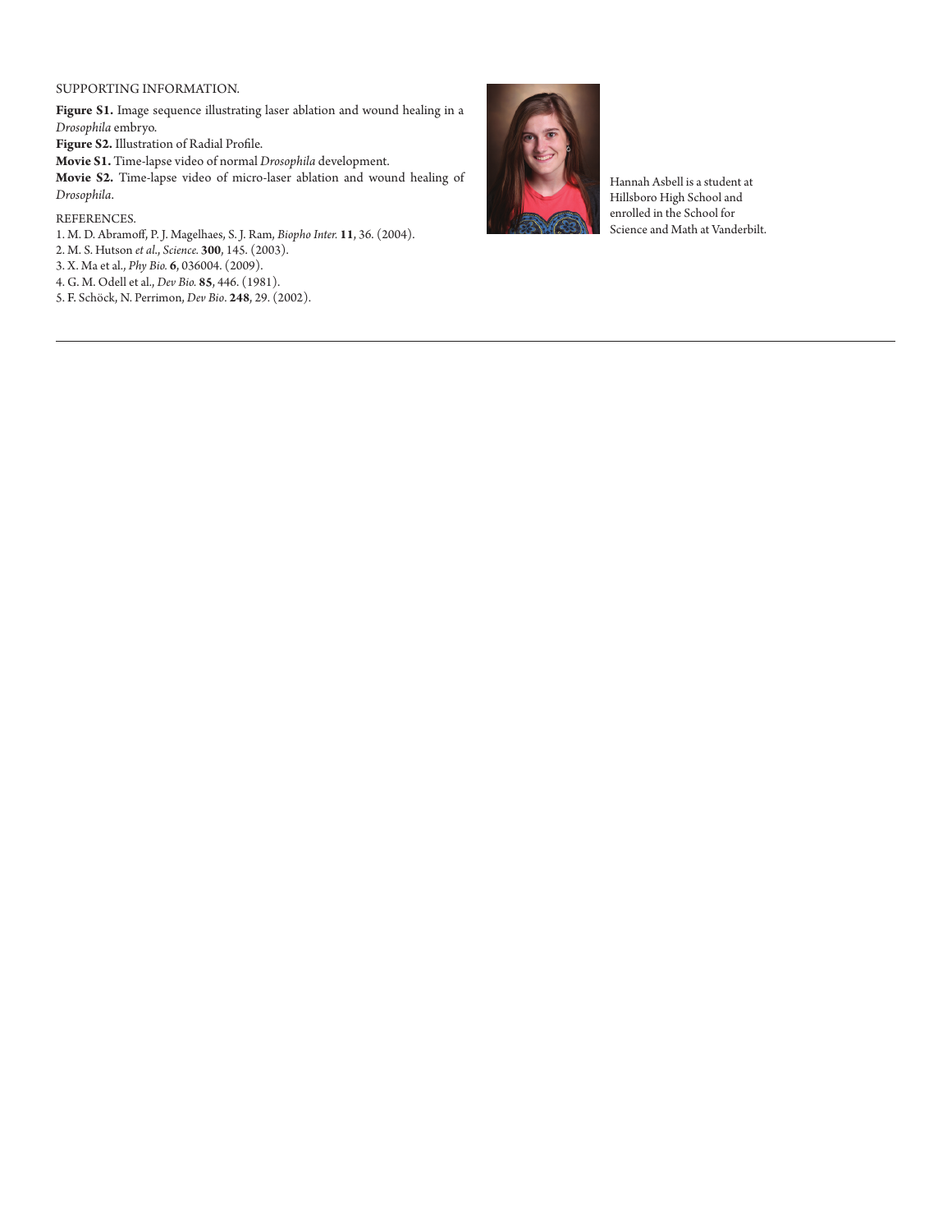SUPPORTING INFORMATION.

**Figure S1.** Image sequence illustrating laser ablation and wound healing in a *Drosophila* embryo.

**Figure S2.** Illustration of Radial Profile.

**Movie S1.** Time-lapse video of normal *Drosophila* development.

**Movie S2.** Time-lapse video of micro-laser ablation and wound healing of *Drosophila*.

REFERENCES.

1. M. D. Abramoff, P. J. Magelhaes, S. J. Ram, *Biopho Inter.* **11**, 36. (2004).
2. M. S. Hutson *et al.*, *Science.* **300**, 145. (2003).
3. X. Ma et al., *Phy Bio.* **6**, 036004. (2009).
4. G. M. Odell et al., *Dev Bio.* **85**, 446. (1981).
5. F. Schöck, N. Perrimon, *Dev Bio*. **248**, 29. (2002).

Hannah Asbell is a student at Hillsboro High School and enrolled in the School for Science and Math at Vanderbilt.